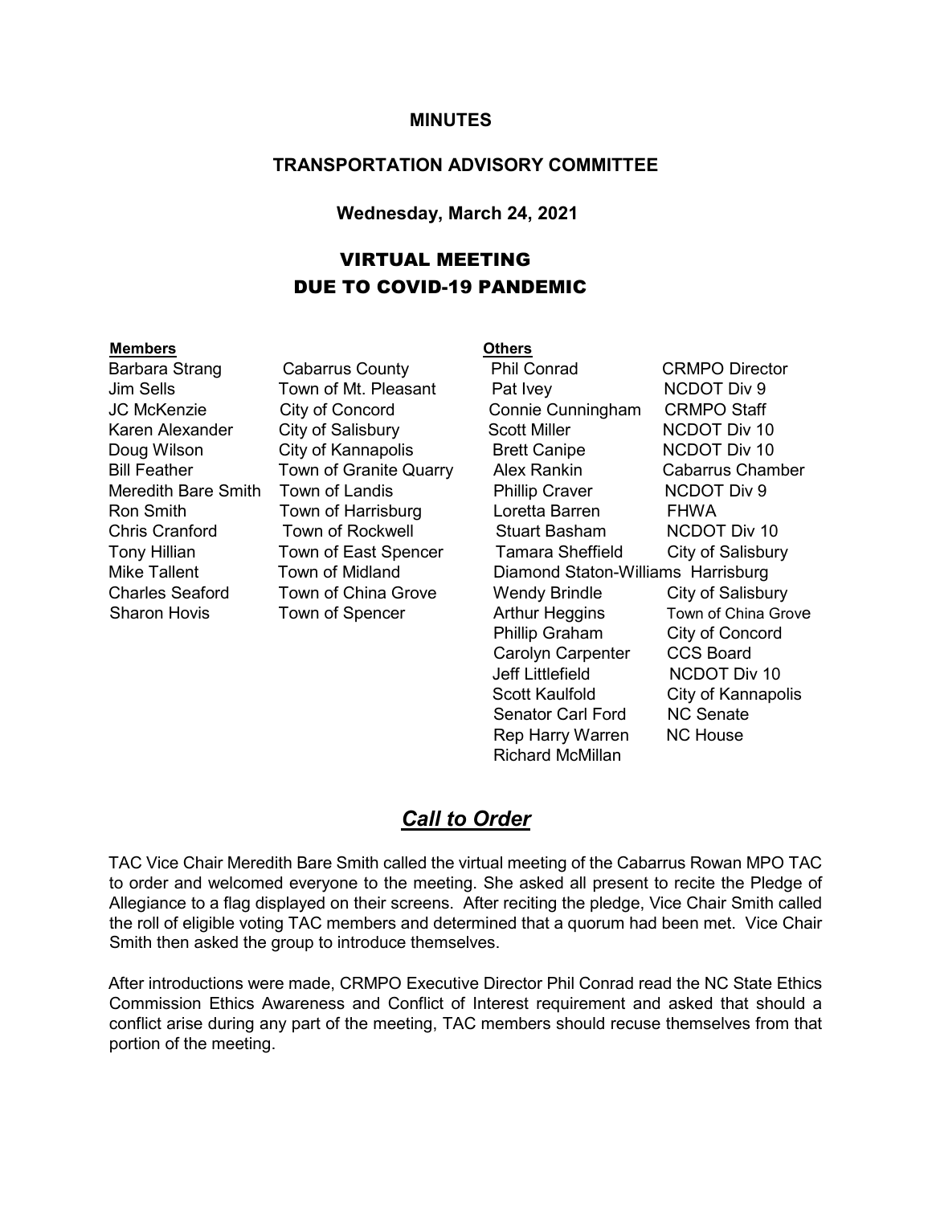**MINUTES**

**TRANSPORTATION ADVISORY COMMITTEE**

**Wednesday, March 24, 2021**

# VIRTUAL MEETING DUE TO COVID-19 PANDEMIC

| **Members** | | **Others** | |
|---|---|---|---|
| Barbara Strang | Cabarrus County | Phil Conrad | CRMPO Director |
| Jim Sells | Town of Mt. Pleasant | Pat Ivey | NCDOT Div 9 |
| JC McKenzie | City of Concord | Connie Cunningham | CRMPO Staff |
| Karen Alexander | City of Salisbury | Scott Miller | NCDOT Div 10 |
| Doug Wilson | City of Kannapolis | Brett Canipe | NCDOT Div 10 |
| Bill Feather | Town of Granite Quarry | Alex Rankin | Cabarrus Chamber |
| Meredith Bare Smith | Town of Landis | Phillip Craver | NCDOT Div 9 |
| Ron Smith | Town of Harrisburg | Loretta Barren | FHWA |
| Chris Cranford | Town of Rockwell | Stuart Basham | NCDOT Div 10 |
| Tony Hillian | Town of East Spencer | Tamara Sheffield | City of Salisbury |
| Mike Tallent | Town of Midland | Diamond Staton-Williams | Harrisburg |
| Charles Seaford | Town of China Grove | Wendy Brindle | City of Salisbury |
| Sharon Hovis | Town of Spencer | Arthur Heggins | Town of China Grove |
| | | Phillip Graham | City of Concord |
| | | Carolyn Carpenter | CCS Board |
| | | Jeff Littlefield | NCDOT Div 10 |
| | | Scott Kaulfold | City of Kannapolis |
| | | Senator Carl Ford | NC Senate |
| | | Rep Harry Warren | NC House |
| | | Richard McMillan | |

## ***Call to Order***

TAC Vice Chair Meredith Bare Smith called the virtual meeting of the Cabarrus Rowan MPO TAC to order and welcomed everyone to the meeting. She asked all present to recite the Pledge of Allegiance to a flag displayed on their screens. After reciting the pledge, Vice Chair Smith called the roll of eligible voting TAC members and determined that a quorum had been met. Vice Chair Smith then asked the group to introduce themselves.

After introductions were made, CRMPO Executive Director Phil Conrad read the NC State Ethics Commission Ethics Awareness and Conflict of Interest requirement and asked that should a conflict arise during any part of the meeting, TAC members should recuse themselves from that portion of the meeting.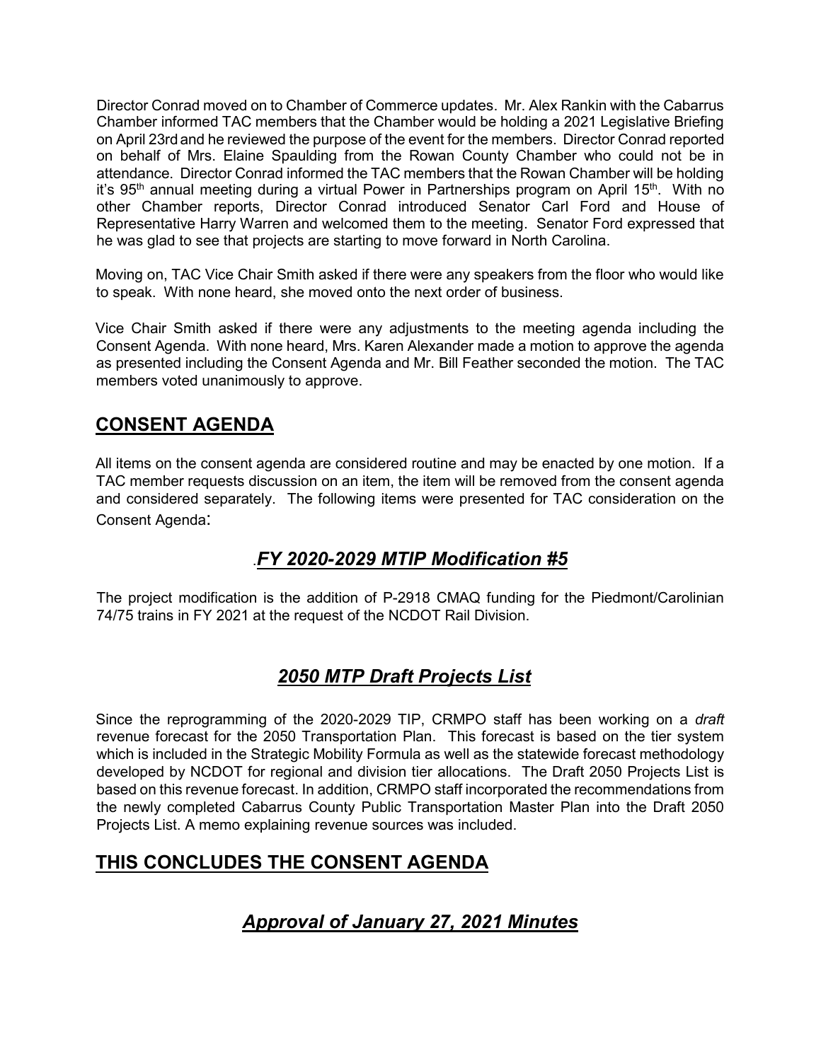Director Conrad moved on to Chamber of Commerce updates. Mr. Alex Rankin with the Cabarrus Chamber informed TAC members that the Chamber would be holding a 2021 Legislative Briefing on April 23rd and he reviewed the purpose of the event for the members. Director Conrad reported on behalf of Mrs. Elaine Spaulding from the Rowan County Chamber who could not be in attendance. Director Conrad informed the TAC members that the Rowan Chamber will be holding it's 95th annual meeting during a virtual Power in Partnerships program on April 15th. With no other Chamber reports, Director Conrad introduced Senator Carl Ford and House of Representative Harry Warren and welcomed them to the meeting. Senator Ford expressed that he was glad to see that projects are starting to move forward in North Carolina.

Moving on, TAC Vice Chair Smith asked if there were any speakers from the floor who would like to speak. With none heard, she moved onto the next order of business.

Vice Chair Smith asked if there were any adjustments to the meeting agenda including the Consent Agenda. With none heard, Mrs. Karen Alexander made a motion to approve the agenda as presented including the Consent Agenda and Mr. Bill Feather seconded the motion. The TAC members voted unanimously to approve.

## CONSENT AGENDA

All items on the consent agenda are considered routine and may be enacted by one motion. If a TAC member requests discussion on an item, the item will be removed from the consent agenda and considered separately. The following items were presented for TAC consideration on the Consent Agenda:

### *.FY 2020-2029 MTIP Modification #5*

The project modification is the addition of P-2918 CMAQ funding for the Piedmont/Carolinian 74/75 trains in FY 2021 at the request of the NCDOT Rail Division.

### *2050 MTP Draft Projects List*

Since the reprogramming of the 2020-2029 TIP, CRMPO staff has been working on a *draft* revenue forecast for the 2050 Transportation Plan. This forecast is based on the tier system which is included in the Strategic Mobility Formula as well as the statewide forecast methodology developed by NCDOT for regional and division tier allocations. The Draft 2050 Projects List is based on this revenue forecast. In addition, CRMPO staff incorporated the recommendations from the newly completed Cabarrus County Public Transportation Master Plan into the Draft 2050 Projects List. A memo explaining revenue sources was included.

## THIS CONCLUDES THE CONSENT AGENDA

### *Approval of January 27, 2021 Minutes*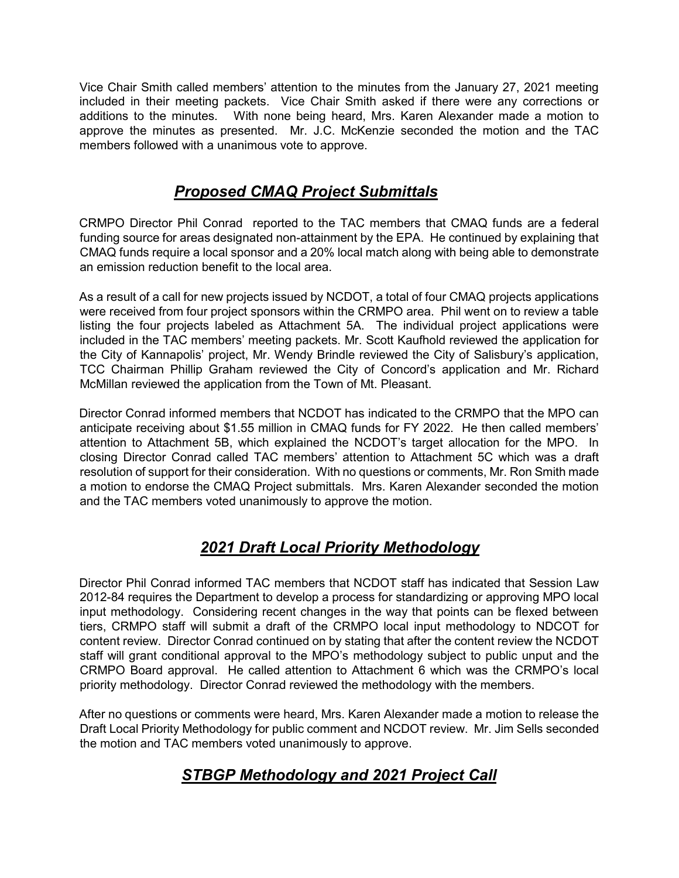Vice Chair Smith called members' attention to the minutes from the January 27, 2021 meeting included in their meeting packets. Vice Chair Smith asked if there were any corrections or additions to the minutes. With none being heard, Mrs. Karen Alexander made a motion to approve the minutes as presented. Mr. J.C. McKenzie seconded the motion and the TAC members followed with a unanimous vote to approve.

## ***Proposed CMAQ Project Submittals***

CRMPO Director Phil Conrad reported to the TAC members that CMAQ funds are a federal funding source for areas designated non-attainment by the EPA. He continued by explaining that CMAQ funds require a local sponsor and a 20% local match along with being able to demonstrate an emission reduction benefit to the local area.

As a result of a call for new projects issued by NCDOT, a total of four CMAQ projects applications were received from four project sponsors within the CRMPO area. Phil went on to review a table listing the four projects labeled as Attachment 5A. The individual project applications were included in the TAC members' meeting packets. Mr. Scott Kaufhold reviewed the application for the City of Kannapolis' project, Mr. Wendy Brindle reviewed the City of Salisbury's application, TCC Chairman Phillip Graham reviewed the City of Concord's application and Mr. Richard McMillan reviewed the application from the Town of Mt. Pleasant.

Director Conrad informed members that NCDOT has indicated to the CRMPO that the MPO can anticipate receiving about $1.55 million in CMAQ funds for FY 2022. He then called members' attention to Attachment 5B, which explained the NCDOT's target allocation for the MPO. In closing Director Conrad called TAC members' attention to Attachment 5C which was a draft resolution of support for their consideration. With no questions or comments, Mr. Ron Smith made a motion to endorse the CMAQ Project submittals. Mrs. Karen Alexander seconded the motion and the TAC members voted unanimously to approve the motion.

## ***2021 Draft Local Priority Methodology***

Director Phil Conrad informed TAC members that NCDOT staff has indicated that Session Law 2012-84 requires the Department to develop a process for standardizing or approving MPO local input methodology. Considering recent changes in the way that points can be flexed between tiers, CRMPO staff will submit a draft of the CRMPO local input methodology to NDCOT for content review. Director Conrad continued on by stating that after the content review the NCDOT staff will grant conditional approval to the MPO's methodology subject to public unput and the CRMPO Board approval. He called attention to Attachment 6 which was the CRMPO's local priority methodology. Director Conrad reviewed the methodology with the members.

After no questions or comments were heard, Mrs. Karen Alexander made a motion to release the Draft Local Priority Methodology for public comment and NCDOT review. Mr. Jim Sells seconded the motion and TAC members voted unanimously to approve.

## ***STBGP Methodology and 2021 Project Call***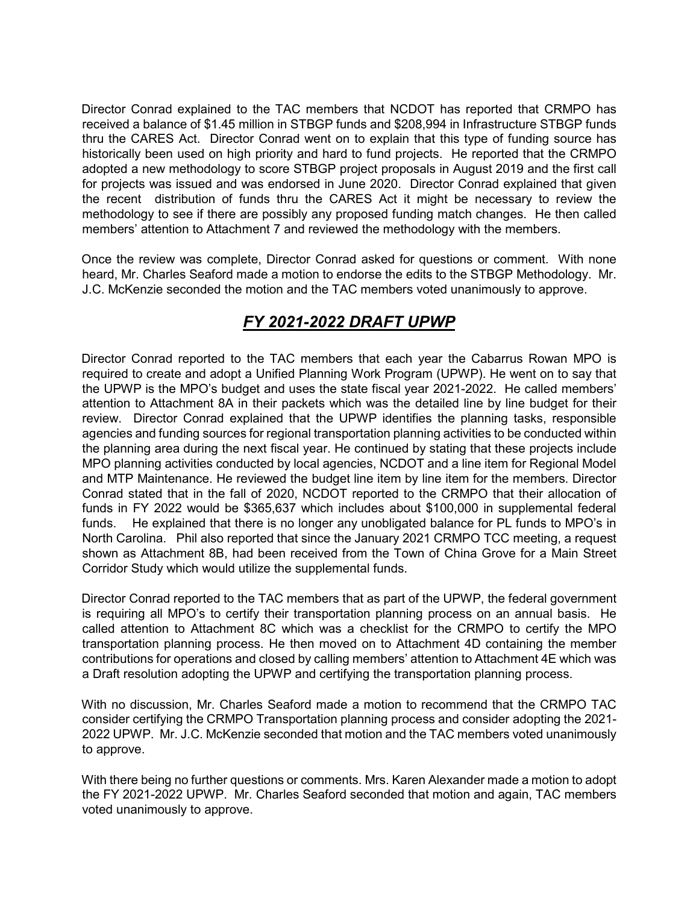Director Conrad explained to the TAC members that NCDOT has reported that CRMPO has received a balance of $1.45 million in STBGP funds and $208,994 in Infrastructure STBGP funds thru the CARES Act. Director Conrad went on to explain that this type of funding source has historically been used on high priority and hard to fund projects. He reported that the CRMPO adopted a new methodology to score STBGP project proposals in August 2019 and the first call for projects was issued and was endorsed in June 2020. Director Conrad explained that given the recent distribution of funds thru the CARES Act it might be necessary to review the methodology to see if there are possibly any proposed funding match changes. He then called members' attention to Attachment 7 and reviewed the methodology with the members.

Once the review was complete, Director Conrad asked for questions or comment. With none heard, Mr. Charles Seaford made a motion to endorse the edits to the STBGP Methodology. Mr. J.C. McKenzie seconded the motion and the TAC members voted unanimously to approve.

## ***FY 2021-2022 DRAFT UPWP***

Director Conrad reported to the TAC members that each year the Cabarrus Rowan MPO is required to create and adopt a Unified Planning Work Program (UPWP). He went on to say that the UPWP is the MPO's budget and uses the state fiscal year 2021-2022. He called members' attention to Attachment 8A in their packets which was the detailed line by line budget for their review. Director Conrad explained that the UPWP identifies the planning tasks, responsible agencies and funding sources for regional transportation planning activities to be conducted within the planning area during the next fiscal year. He continued by stating that these projects include MPO planning activities conducted by local agencies, NCDOT and a line item for Regional Model and MTP Maintenance. He reviewed the budget line item by line item for the members. Director Conrad stated that in the fall of 2020, NCDOT reported to the CRMPO that their allocation of funds in FY 2022 would be $365,637 which includes about $100,000 in supplemental federal funds. He explained that there is no longer any unobligated balance for PL funds to MPO's in North Carolina. Phil also reported that since the January 2021 CRMPO TCC meeting, a request shown as Attachment 8B, had been received from the Town of China Grove for a Main Street Corridor Study which would utilize the supplemental funds.

Director Conrad reported to the TAC members that as part of the UPWP, the federal government is requiring all MPO's to certify their transportation planning process on an annual basis. He called attention to Attachment 8C which was a checklist for the CRMPO to certify the MPO transportation planning process. He then moved on to Attachment 4D containing the member contributions for operations and closed by calling members' attention to Attachment 4E which was a Draft resolution adopting the UPWP and certifying the transportation planning process.

With no discussion, Mr. Charles Seaford made a motion to recommend that the CRMPO TAC consider certifying the CRMPO Transportation planning process and consider adopting the 2021-2022 UPWP. Mr. J.C. McKenzie seconded that motion and the TAC members voted unanimously to approve.

With there being no further questions or comments. Mrs. Karen Alexander made a motion to adopt the FY 2021-2022 UPWP. Mr. Charles Seaford seconded that motion and again, TAC members voted unanimously to approve.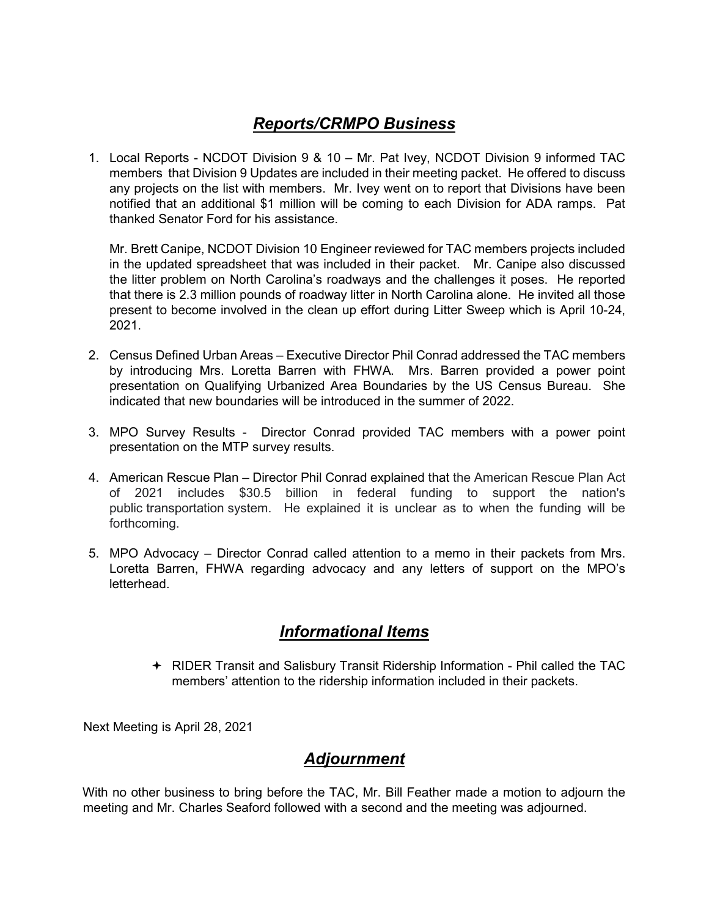## ***Reports/CRMPO Business***

1. Local Reports - NCDOT Division 9 & 10 – Mr. Pat Ivey, NCDOT Division 9 informed TAC members that Division 9 Updates are included in their meeting packet. He offered to discuss any projects on the list with members. Mr. Ivey went on to report that Divisions have been notified that an additional $1 million will be coming to each Division for ADA ramps. Pat thanked Senator Ford for his assistance.

   Mr. Brett Canipe, NCDOT Division 10 Engineer reviewed for TAC members projects included in the updated spreadsheet that was included in their packet. Mr. Canipe also discussed the litter problem on North Carolina's roadways and the challenges it poses. He reported that there is 2.3 million pounds of roadway litter in North Carolina alone. He invited all those present to become involved in the clean up effort during Litter Sweep which is April 10-24, 2021.

2. Census Defined Urban Areas – Executive Director Phil Conrad addressed the TAC members by introducing Mrs. Loretta Barren with FHWA. Mrs. Barren provided a power point presentation on Qualifying Urbanized Area Boundaries by the US Census Bureau. She indicated that new boundaries will be introduced in the summer of 2022.

3. MPO Survey Results - Director Conrad provided TAC members with a power point presentation on the MTP survey results.

4. American Rescue Plan – Director Phil Conrad explained that the American Rescue Plan Act of 2021 includes $30.5 billion in federal funding to support the nation's public transportation system. He explained it is unclear as to when the funding will be forthcoming.

5. MPO Advocacy – Director Conrad called attention to a memo in their packets from Mrs. Loretta Barren, FHWA regarding advocacy and any letters of support on the MPO's letterhead.

## ***Informational Items***

- RIDER Transit and Salisbury Transit Ridership Information - Phil called the TAC members' attention to the ridership information included in their packets.

Next Meeting is April 28, 2021

## ***Adjournment***

With no other business to bring before the TAC, Mr. Bill Feather made a motion to adjourn the meeting and Mr. Charles Seaford followed with a second and the meeting was adjourned.